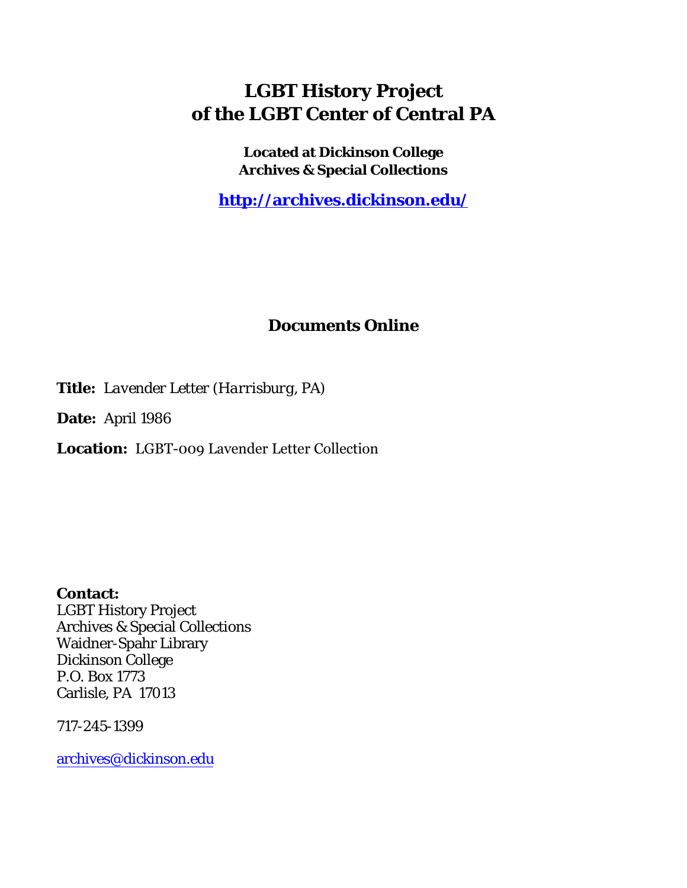# LGBT History Project of the LGBT Center of Central PA

**Located at Dickinson College Archives & Special Collections**

**http://archives.dickinson.edu/**

## Documents Online

**Title:** *Lavender Letter (Harrisburg, PA)*

**Date:** April 1986

**Location:** LGBT-009 Lavender Letter Collection

**Contact:**
LGBT History Project
Archives & Special Collections
Waidner-Spahr Library
Dickinson College
P.O. Box 1773
Carlisle, PA 17013

717-245-1399

archives@dickinson.edu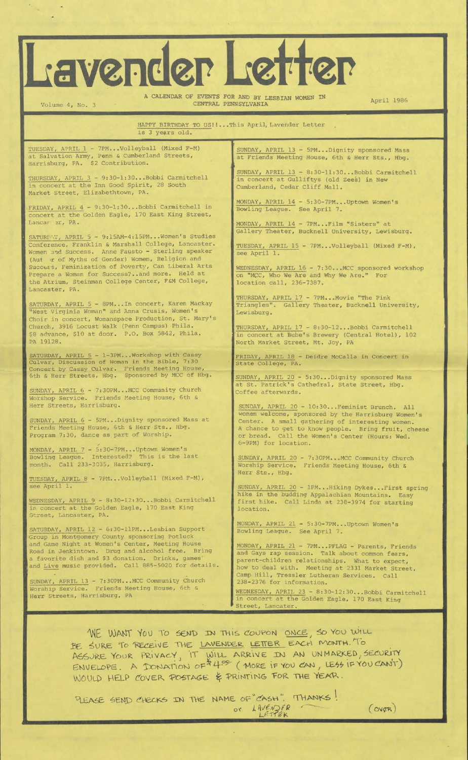# Lavender Letter

Volume 4, No. 3

A CALENDAR OF EVENTS FOR AND BY LESBIAN WOMEN IN CENTRAL PENNSYLVANIA

April 1986

HAPPY BIRTHDAY TO US!!...This April, Lavender Letter is 3 years old.

TUESDAY, APRIL 1 - 7PM...Volleyball (Mixed F-M) at Salvation Army, Penn & Cumberland Streets, Harrisburg, PA. $2 Contribution.

THURSDAY, APRIL 3 - 9:30-1:30...Bobbi Carmitchell in concert at the Inn Good Spirit, 28 South Market Street, Elizabethtown, PA.

FRIDAY, APRIL 4 - 9:30-1:30...Bobbi Carmitchell in concert at the Golden Eagle, 170 East King Street, Lancaster, PA.

SATURDAY, APRIL 5 - 9:15AM-4:15PM...Women's Studies Conference, Franklin & Marshall College, Lancaster. Women and Success. Anne Fausto - Sterling speaker (Author of Myths of Gender) Women, Religion and Success, Feminization of Poverty, Can Liberal Arts Prepare a Woman for Success?..and more. Held at the Atrium, Steinman College Center, F&M College, Lancaster, PA.

SATURDAY, APRIL 5 - 8PM...In concert, Karen Mackay "West Virginia Woman" and Anna Crusis, Women's Choir in concert, Womanspace Production, St. Mary's Church, 3916 Locust Walk (Penn Campus) Phila. $8 advance, $10 at door. P.O. Box 5842, Phila. PA 19128.

SATURDAY, APRIL 5 - 1-3PM...Workshop with Cassy Culvar, Discussion of Woman in the Bible, 7:30 Concert by Cassy Culvar. Friends Meeting House, 6th & Herr Streets, Hbg. Sponsored by MCC of Hbg.

SUNDAY, APRIL 6 - 7:30PM...MCC Community Church Worship Service. Friends Meeting House, 6th & Herr Streets, Harrisburg.

SUNDAY, APRIL 6 - 5PM...Dignity sponsored Mass at Friends Meeting House, 6th & Herr Sts., Hbg. Program 7:30, dance as part of Worship.

MONDAY, APRIL 7 - 5:30-7PM...Uptown Women's Bowling League. Interested? This is the last month. Call 233-3035, Harrisburg.

TUESDAY, APRIL 8 - 7PM...Volleyball (Mixed F-M), see April 1.

WEDNESDAY, APRIL 9 - 8:30-12:30...Bobbi Carmitchell in concert at the Golden Eagle, 170 East King Street, Lancaster, PA.

SATURDAY, APRIL 12 - 6:30-11PM...Lesbian Support Group in Montgomery County sponsoring Potluck and Game Night at Women's Center, Meeting House Road in Jenkintown. Drug and alcohol free. Bring a favorite dish and $3 donation. Drinks, games and Live music provided. Call 885-5020 for details.

SUNDAY, APRIL 13 - 7:30PM...MCC Community Church Worship Service. Friends Meeting House, 6th & Herr Streets, Harrisburg, PA

SUNDAY, APRIL 13 - 5PM...Dignity sponsored Mass at Friends Meeting House, 6th & Herr Sts., Hbg.

SUNDAY, APRIL 13 - 8:30-11:30...Bobbi Carmitchell in concert at Gulliftys (old Zee's) in New Cumberland, Cedar Cliff Mall.

MONDAY, APRIL 14 - 5:30-7PM...Uptown Women's Bowling League. See April 7.

MONDAY, APRIL 14 - 7PM...Film "Sisters" at Gallery Theater, Bucknell University, Lewisburg.

TUESDAY, APRIL 15 - 7PM...Volleyball (Mixed F-M), see April 1.

WEDNESDAY, APRIL 16 - 7:30...MCC sponsored workshop on "MCC, Who We Are and Why We Are." For location call, 236-7387.

THURSDAY, APRIL 17 - 7PM...Movie "The Pink Triangles". Gallery Theater, Bucknell University, Lewisburg.

THURSDAY, APRIL 17 - 8:30-12...Bobbi Carmitchell in concert at Bube's Brewery (Central Hotel), 102 North Market Street, Mt. Joy, PA

FRIDAY, APRIL 18 - Deidre McCalla in Concert in State College, PA.

SUNDAY, APRIL 20 - 5:30...Dignity sponsored Mass at St. Patrick's Cathedral, State Street, Hbg. Coffee afterwards.

SUNDAY, APRIL 20 - 10:30...Feminist Brunch. All women welcome, sponsored by the Harrisburg Women's Center. A small gathering of interesting women. A chance to get to know people. Bring fruit, cheese or bread. Call the Women's Center (Hours: Wed. 6-9PM) for location.

SUNDAY, APRIL 20 - 7:30PM...MCC Community Church Worship Service. Friends Meeting House, 6th & Herr Sts., Hbg.

SUNDAY, APRIL 20 - 1PM...Hiking Dykes...First spring hike in the budding Appalachian Mountains. Easy first hike. Call Linda at 238-3974 for starting location.

MONDAY, APRIL 21 - 5:30-7PM...Uptown Women's Bowling League. See April 7.

MONDAY, APRIL 21 - 7PM...PFLAG - Parents, Friends and Gays rap session. Talk about common fears, parent-children relationships. What to expect, how to deal with. Meeting at 2331 Market Street, Camp Hill, Tressler Lutheran Services. Call 238-2376 for information.

WEDNESDAY, APRIL 23 - 8:30-12:30...Bobbi Carmitchell in concert at the Golden Eagle, 170 East King Street, Lancater.

WE WANT YOU TO SEND IN THIS COUPON ONCE, SO YOU WILL BE SURE TO RECEIVE THE LAVENDER LETTER EACH MONTH. TO ASSURE YOUR PRIVACY, IT WILL ARRIVE IN AN UNMARKED, SECURITY ENVELOPE. A DONATION OF $4.00 (MORE IF YOU CAN, LESS IF YOU CAN'T) WOULD HELP COVER POSTAGE & PRINTING FOR THE YEAR.

PLEASE SEND CHECKS IN THE NAME OF "CASH". THANKS! or LAVENDER LETTER

(OVER)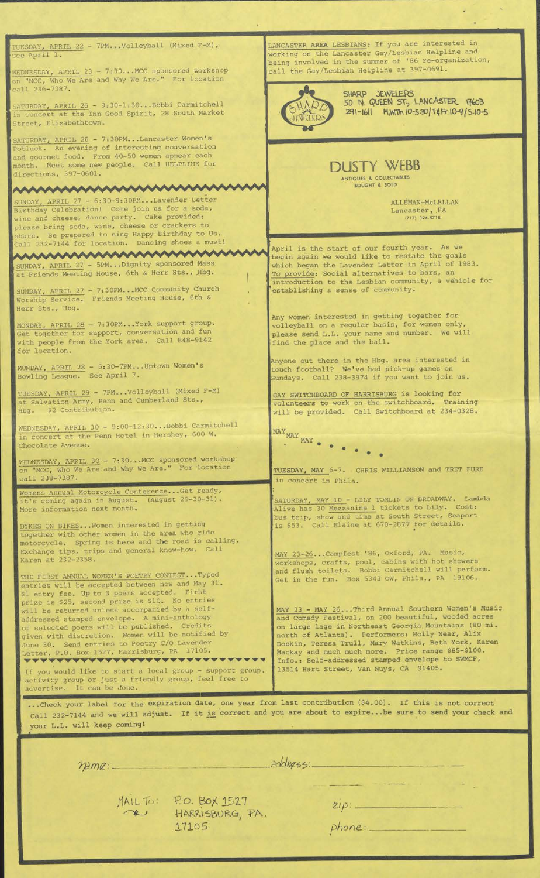TUESDAY, APRIL 22 - 7PM...Volleyball (Mixed F-M), see April 1.

WEDNESDAY, APRIL 23 - 7:30...MCC sponsored workshop on "MCC, Who We Are and Why We Are." For location call 236-7387.

SATURDAY, APRIL 26 - 9:30-1:30...Bobbi Carmitchell in concert at the Inn Good Spirit, 28 South Market Street, Elizabethtown.

SATURDAY, APRIL 26 - 7:30PM...Lancaster Women's Potluck. An evening of interesting conversation and gourmet food. From 40-50 women appear each month. Meet some new people. Call HELPLINE for directions, 397-0601.

SUNDAY, APRIL 27 - 6:30-9:30PM...Lavender Letter Birthday Celebration! Come join us for a soda, wine and cheese, dance party. Cake provided; please bring soda, wine, cheese or crackers to share. Be prepared to sing Happy Birthday to Us. Call 232-7144 for location. Dancing shoes a must!

SUNDAY, APRIL 27 - 5PM...Dignity sponsored Mass at Friends Meeting House, 6th & Herr Sts., Hbg.

SUNDAY, APRIL 27 - 7:30PM...MCC Community Church Worship Service. Friends Meeting House, 6th & Herr Sts., Hbg.

MONDAY, APRIL 28 - 7:30PM...York support group. Get together for support, conversation and fun with people from the York area. Call 848-9142 for location.

MONDAY, APRIL 28 - 5:30-7PM...Uptown Women's Bowling League. See April 7.

TUESDAY, APRIL 29 - 7PM...Volleyball (Mixed F-M) at Salvation Army, Penn and Cumberland Sts., Hbg. $2 Contribution.

WEDNESDAY, APRIL 30 - 9:00-12:30...Bobbi Carmitchell in concert at the Penn Hotel in Hershey, 600 W. Chocolate Avenue.

WEDNESDAY, APRIL 30 - 7:30...MCC sponsored workshop on "MCC, Who We Are and Why We Are." For location call 238-7387.

Womens Annual Motorcycle Conference...Get ready, it's coming again in August. (August 29-30-31). More information next month.

DYKES ON BIKES...Women interested in getting together with other women in the area who ride motorcycle. Spring is here and the road is calling. Exchange tips, trips and general know-how. Call Karen at 232-2358.

THE FIRST ANNUAL WOMEN'S POETRY CONTEST...Typed entries will be accepted between now and May 31. $1 entry fee. Up to 3 poems accepted. First prize is $25, second prize is $10. No entries will be returned unless accompanied by a self-addressed stamped envelope. A mini-anthology of selected poems will be published. Credits given with discretion. Women will be notified by June 30. Send entries to Poetry C/O Lavender Letter, P.O. Box 1527, Harrisburg, PA 17105.

If you would like to start a local group - support group, activity group or just a friendly group, feel free to advertise. It can be done.

LANCASTER AREA LESBIANS: If you are interested in working on the Lancaster Gay/Lesbian Helpline and being involved in the summer of '86 re-organization, call the Gay/Lesbian Helpline at 397-0691.

SHARP JEWELERS
50 N. QUEEN ST., LANCASTER 17603
291-1611 M,W,Th 10-5:30 / T&F: 10-9 / S. 10-5

DUSTY WEBB
ANTIQUES & COLLECTABLES
BOUGHT & SOLD

ALLEMAN-McLELLAN
Lancaster, PA
(717) 394-5718

April is the start of our fourth year. As we begin again we would like to restate the goals which began the Lavender Letter in April of 1983. To provide: Social alternatives to bars, an introduction to the Lesbian community, a vehicle for establishing a sense of community.

Any women interested in getting together for volleyball on a regular basis, for women only, please send L.L. your name and number. We will find the place and the ball.

Anyone out there in the Hbg. area interested in touch football? We've had pick-up games on Sundays. Call 238-3974 if you want to join us.

GAY SWITCHBOARD OF HARRISBURG is looking for volunteers to work on the switchboard. Training will be provided. Call Switchboard at 234-0328.

MAY MAY MAY . . . . . .

TUESDAY, MAY 6-7. CHRIS WILLIAMSON and TRET FURE in concert in Phila.

SATURDAY, MAY 10 - LILY TOMLIN ON BROADWAY. Lambda Alive has 30 Mezzanine 1 tickets to Lily. Cost: bus trip, show and time at South Street, Seaport is $53. Call Elaine at 670-2877 for details.

MAY 23-26...Campfest '86, Oxford, PA. Music, workshops, crafts, pool, cabins with hot showers and flush toilets. Bobbi Carmitchell will perform. Get in the fun. Box 5343 OW, Phila., PA 19106.

MAY 23 - MAY 26...Third Annual Southern Women's Music and Comedy Festival, on 200 beautiful, wooded acres on large lage in Northeast Georgia Mountains (80 mi. north of Atlanta). Performers: Holly Near, Alix Dobkin, Teresa Trull, Mary Watkins, Beth York, Karen Mackay and much much more. Price range $85-$100. Info.: Self-addressed stamped envelope to SWMCF, 13514 Hart Street, Van Nuys, CA 91405.

...Check your label for the expiration date, one year from last contribution ($4.00). If this is not correct Call 232-7144 and we will adjust. If it is correct and you are about to expire...be sure to send your check and your L.L. will keep coming!

name: ______________________ address: ______________________

MAIL TO: P.O. Box 1527
HARRISBURG, PA.
17105

zip: ______________

phone: ______________